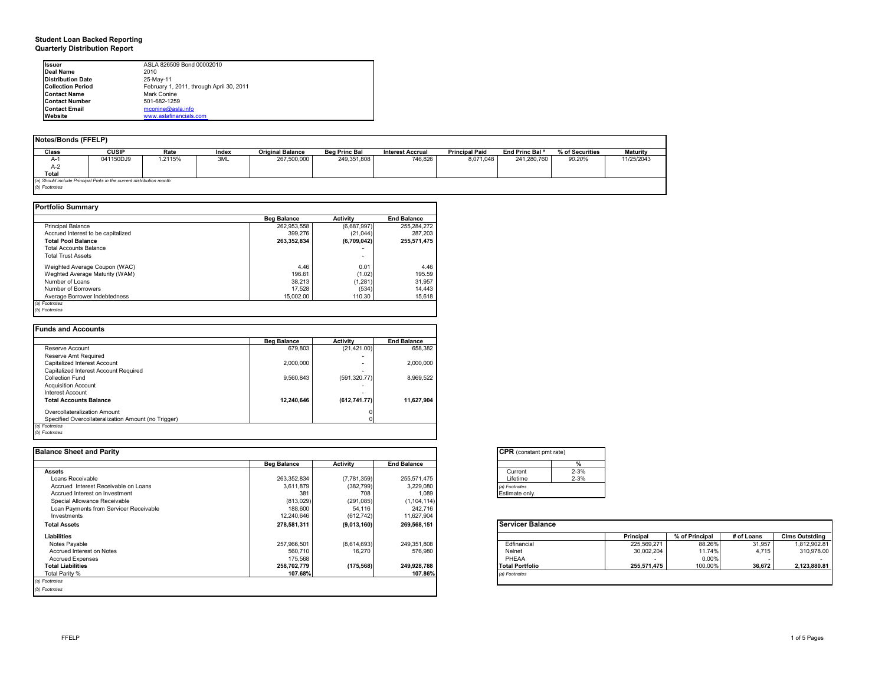**Student Loan Backed Reporting**
**Quarterly Distribution Report**

| | |
|---|---|
| **Issuer** | ASLA 826509 Bond 00002010 |
| **Deal Name** | 2010 |
| **Distribution Date** | 25-May-11 |
| **Collection Period** | February 1, 2011, through April 30, 2011 |
| **Contact Name** | Mark Conine |
| **Contact Number** | 501-682-1259 |
| **Contact Email** | mconine@asla.info |
| **Website** | www.aslafinancials.com |

## Notes/Bonds (FFELP)

| Class | CUSIP | Rate | Index | Original Balance | Beg Princ Bal | Interest Accrual | Principal Paid | End Princ Bal ª | % of Securities | Maturity |
|---|---|---|---|---|---|---|---|---|---|---|
| A-1 | 041150DJ9 | 1.2115% | 3ML | 267,500,000 | 249,351,808 | 746,826 | 8,071,048 | 241,280,760 | 90.20% | 11/25/2043 |
| A-2 | | | | | | | | | | |
| **Total** | | | | | | | | | | |

*(a) Should include Principal Pmts in the current distribution month*
*(b) Footnotes*

## Portfolio Summary

| | Beg Balance | Activity | End Balance |
|---|---|---|---|
| Principal Balance | 262,953,558 | (6,687,997) | 255,284,272 |
| Accrued Interest to be capitalized | 399,276 | (21,044) | 287,203 |
| **Total Pool Balance** | **263,352,834** | **(6,709,042)** | **255,571,475** |
| Total Accounts Balance | | - | |
| Total Trust Assets | | - | |
| Weighted Average Coupon (WAC) | 4.46 | 0.01 | 4.46 |
| Weghted Average Maturity (WAM) | 196.61 | (1.02) | 195.59 |
| Number of Loans | 38,213 | (1,281) | 31,957 |
| Number of Borrowers | 17,528 | (534) | 14,443 |
| Average Borrower Indebtedness | 15,002.00 | 110.30 | 15,618 |

*(a) Footnotes*
*(b) Footnotes*

## Funds and Accounts

| | Beg Balance | Activity | End Balance |
|---|---|---|---|
| Reserve Account | 679,803 | (21,421.00) | 658,382 |
| Reserve Amt Required | | - | |
| Capitalized Interest Account | 2,000,000 | - | 2,000,000 |
| Capitalized Interest Account Required | | - | |
| Collection Fund | 9,560,843 | (591,320.77) | 8,969,522 |
| Acquisition Account | | - | |
| Interest Account | | - | |
| **Total Accounts Balance** | **12,240,646** | **(612,741.77)** | **11,627,904** |
| Overcollateralization Amount | | 0 | |
| Specified Overcollateralization Amount (no Trigger) | | 0 | |

*(a) Footnotes*
*(b) Footnotes*

## Balance Sheet and Parity

| | Beg Balance | Activity | End Balance |
|---|---|---|---|
| **Assets** | | | |
| Loans Receivable | 263,352,834 | (7,781,359) | 255,571,475 |
| Accrued Interest Receivable on Loans | 3,611,879 | (382,799) | 3,229,080 |
| Accrued Interest on Investment | 381 | 708 | 1,089 |
| Special Allowance Receivable | (813,029) | (291,085) | (1,104,114) |
| Loan Payments from Servicer Receivable | 188,600 | 54,116 | 242,716 |
| Investments | 12,240,646 | (612,742) | 11,627,904 |
| **Total Assets** | **278,581,311** | **(9,013,160)** | **269,568,151** |
| **Liabilities** | | | |
| Notes Payable | 257,966,501 | (8,614,693) | 249,351,808 |
| Accrued Interest on Notes | 560,710 | 16,270 | 576,980 |
| Accrued Expenses | 175,568 | | |
| **Total Liabilities** | **258,702,779** | **(175,568)** | **249,928,788** |
| Total Parity % | **107.68%** | | **107.86%** |

*(a) Footnotes*
*(b) Footnotes*

## CPR (constant pmt rate)

| | % |
|---|---|
| Current | 2-3% |
| Lifetime | 2-3% |

*(a) Footnotes*
Estimate only.

## Servicer Balance

| | Principal | % of Principal | # of Loans | Clms Outstding |
|---|---|---|---|---|
| Edfinancial | 225,569,271 | 88.26% | 31,957 | 1,812,902.81 |
| Nelnet | 30,002,204 | 11.74% | 4,715 | 310,978.00 |
| PHEAA | - | 0.00% | - | - |
| **Total Portfolio** | **255,571,475** | 100.00% | **36,672** | **2,123,880.81** |

*(a) Footnotes*

FFELP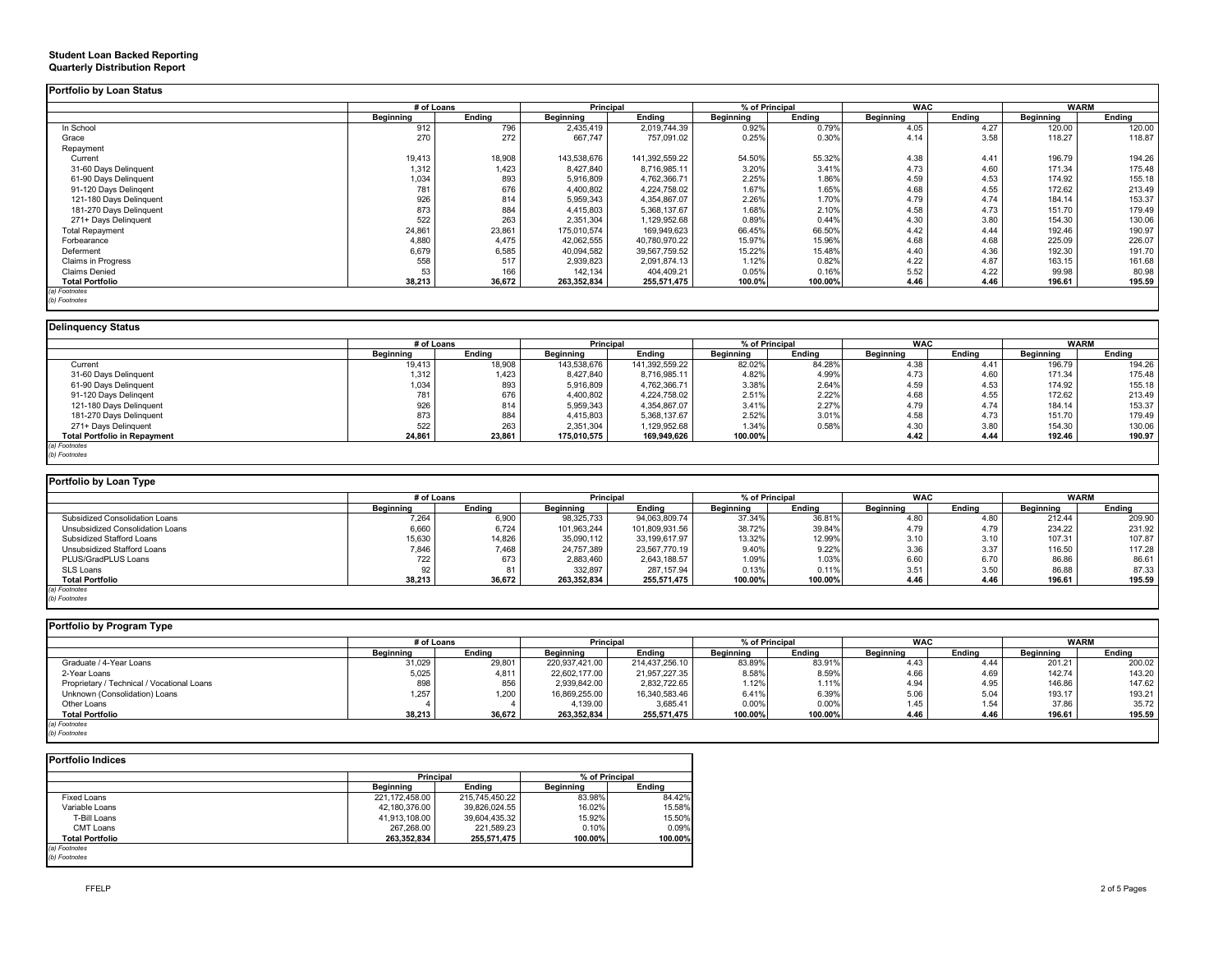**Student Loan Backed Reporting**
**Quarterly Distribution Report**

### Portfolio by Loan Status

| | # of Loans | | Principal | | % of Principal | | WAC | | WARM | |
|---|---|---|---|---|---|---|---|---|---|---|
| | Beginning | Ending | Beginning | Ending | Beginning | Ending | Beginning | Ending | Beginning | Ending |
| In School | 912 | 796 | 2,435,419 | 2,019,744.39 | 0.92% | 0.79% | 4.05 | 4.27 | 120.00 | 120.00 |
| Grace | 270 | 272 | 667,747 | 757,091.02 | 0.25% | 0.30% | 4.14 | 3.58 | 118.27 | 118.87 |
| Repayment | | | | | | | | | | |
| Current | 19,413 | 18,908 | 143,538,676 | 141,392,559.22 | 54.50% | 55.32% | 4.38 | 4.41 | 196.79 | 194.26 |
| 31-60 Days Delinquent | 1,312 | 1,423 | 8,427,840 | 8,716,985.11 | 3.20% | 3.41% | 4.73 | 4.60 | 171.34 | 175.48 |
| 61-90 Days Delinquent | 1,034 | 893 | 5,916,809 | 4,762,366.71 | 2.25% | 1.86% | 4.59 | 4.53 | 174.92 | 155.18 |
| 91-120 Days Delingent | 781 | 676 | 4,400,802 | 4,224,758.02 | 1.67% | 1.65% | 4.68 | 4.55 | 172.62 | 213.49 |
| 121-180 Days Delinquent | 926 | 814 | 5,959,343 | 4,354,867.07 | 2.26% | 1.70% | 4.79 | 4.74 | 184.14 | 153.37 |
| 181-270 Days Delinquent | 873 | 884 | 4,415,803 | 5,368,137.67 | 1.68% | 2.10% | 4.58 | 4.73 | 151.70 | 179.49 |
| 271+ Days Delinquent | 522 | 263 | 2,351,304 | 1,129,952.68 | 0.89% | 0.44% | 4.30 | 3.80 | 154.30 | 130.06 |
| Total Repayment | 24,861 | 23,861 | 175,010,574 | 169,949,623 | 66.45% | 66.50% | 4.42 | 4.44 | 192.46 | 190.97 |
| Forbearance | 4,880 | 4,475 | 42,062,555 | 40,780,970.22 | 15.97% | 15.96% | 4.68 | 4.68 | 225.09 | 226.07 |
| Deferment | 6,679 | 6,585 | 40,094,582 | 39,567,759.52 | 15.22% | 15.48% | 4.40 | 4.36 | 192.30 | 191.70 |
| Claims in Progress | 558 | 517 | 2,939,823 | 2,091,874.13 | 1.12% | 0.82% | 4.22 | 4.87 | 163.15 | 161.68 |
| Claims Denied | 53 | 166 | 142,134 | 404,409.21 | 0.05% | 0.16% | 5.52 | 4.22 | 99.98 | 80.98 |
| **Total Portfolio** | **38,213** | **36,672** | **263,352,834** | **255,571,475** | **100.0%** | **100.00%** | **4.46** | **4.46** | **196.61** | **195.59** |

*(a) Footnotes*
*(b) Footnotes*

### Delinquency Status

| | # of Loans | | Principal | | % of Principal | | WAC | | WARM | |
|---|---|---|---|---|---|---|---|---|---|---|
| | Beginning | Ending | Beginning | Ending | Beginning | Ending | Beginning | Ending | Beginning | Ending |
| Current | 19,413 | 18,908 | 143,538,676 | 141,392,559.22 | 82.02% | 84.28% | 4.38 | 4.41 | 196.79 | 194.26 |
| 31-60 Days Delinquent | 1,312 | 1,423 | 8,427,840 | 8,716,985.11 | 4.82% | 4.99% | 4.73 | 4.60 | 171.34 | 175.48 |
| 61-90 Days Delinquent | 1,034 | 893 | 5,916,809 | 4,762,366.71 | 3.38% | 2.64% | 4.59 | 4.53 | 174.92 | 155.18 |
| 91-120 Days Delingent | 781 | 676 | 4,400,802 | 4,224,758.02 | 2.51% | 2.22% | 4.68 | 4.55 | 172.62 | 213.49 |
| 121-180 Days Delinquent | 926 | 814 | 5,959,343 | 4,354,867.07 | 3.41% | 2.27% | 4.79 | 4.74 | 184.14 | 153.37 |
| 181-270 Days Delinquent | 873 | 884 | 4,415,803 | 5,368,137.67 | 2.52% | 3.01% | 4.58 | 4.73 | 151.70 | 179.49 |
| 271+ Days Delinquent | 522 | 263 | 2,351,304 | 1,129,952.68 | 1.34% | 0.58% | 4.30 | 3.80 | 154.30 | 130.06 |
| **Total Portfolio in Repayment** | **24,861** | **23,861** | **175,010,575** | **169,949,626** | **100.00%** | | **4.42** | **4.44** | **192.46** | **190.97** |

*(a) Footnotes*
*(b) Footnotes*

### Portfolio by Loan Type

| | # of Loans | | Principal | | % of Principal | | WAC | | WARM | |
|---|---|---|---|---|---|---|---|---|---|---|
| | Beginning | Ending | Beginning | Ending | Beginning | Ending | Beginning | Ending | Beginning | Ending |
| Subsidized Consolidation Loans | 7,264 | 6,900 | 98,325,733 | 94,063,809.74 | 37.34% | 36.81% | 4.80 | 4.80 | 212.44 | 209.90 |
| Unsubsidized Consolidation Loans | 6,660 | 6,724 | 101,963,244 | 101,809,931.56 | 38.72% | 39.84% | 4.79 | 4.79 | 234.22 | 231.92 |
| Subsidized Stafford Loans | 15,630 | 14,826 | 35,090,112 | 33,199,617.97 | 13.32% | 12.99% | 3.10 | 3.10 | 107.31 | 107.87 |
| Unsubsidized Stafford Loans | 7,846 | 7,468 | 24,757,389 | 23,567,770.19 | 9.40% | 9.22% | 3.36 | 3.37 | 116.50 | 117.28 |
| PLUS/GradPLUS Loans | 722 | 673 | 2,883,460 | 2,643,188.57 | 1.09% | 1.03% | 6.60 | 6.70 | 86.86 | 86.61 |
| SLS Loans | 92 | 81 | 332,897 | 287,157.94 | 0.13% | 0.11% | 3.51 | 3.50 | 86.88 | 87.33 |
| **Total Portfolio** | **38,213** | **36,672** | **263,352,834** | **255,571,475** | **100.00%** | **100.00%** | **4.46** | **4.46** | **196.61** | **195.59** |

*(a) Footnotes*
*(b) Footnotes*

### Portfolio by Program Type

| | # of Loans | | Principal | | % of Principal | | WAC | | WARM | |
|---|---|---|---|---|---|---|---|---|---|---|
| | Beginning | Ending | Beginning | Ending | Beginning | Ending | Beginning | Ending | Beginning | Ending |
| Graduate / 4-Year Loans | 31,029 | 29,801 | 220,937,421.00 | 214,437,256.10 | 83.89% | 83.91% | 4.43 | 4.44 | 201.21 | 200.02 |
| 2-Year Loans | 5,025 | 4,811 | 22,602,177.00 | 21,957,227.35 | 8.58% | 8.59% | 4.66 | 4.69 | 142.74 | 143.20 |
| Proprietary / Technical / Vocational Loans | 898 | 856 | 2,939,842.00 | 2,832,722.65 | 1.12% | 1.11% | 4.94 | 4.95 | 146.86 | 147.62 |
| Unknown (Consolidation) Loans | 1,257 | 1,200 | 16,869,255.00 | 16,340,583.46 | 6.41% | 6.39% | 5.06 | 5.04 | 193.17 | 193.21 |
| Other Loans | 4 | 4 | 4,139.00 | 3,685.41 | 0.00% | 0.00% | 1.45 | 1.54 | 37.86 | 35.72 |
| **Total Portfolio** | **38,213** | **36,672** | **263,352,834** | **255,571,475** | **100.00%** | **100.00%** | **4.46** | **4.46** | **196.61** | **195.59** |

*(a) Footnotes*
*(b) Footnotes*

### Portfolio Indices

| | Principal | | % of Principal | |
|---|---|---|---|---|
| | Beginning | Ending | Beginning | Ending |
| Fixed Loans | 221,172,458.00 | 215,745,450.22 | 83.98% | 84.42% |
| Variable Loans | 42,180,376.00 | 39,826,024.55 | 16.02% | 15.58% |
| T-Bill Loans | 41,913,108.00 | 39,604,435.32 | 15.92% | 15.50% |
| CMT Loans | 267,268.00 | 221,589.23 | 0.10% | 0.09% |
| **Total Portfolio** | **263,352,834** | **255,571,475** | **100.00%** | **100.00%** |

*(a) Footnotes*
*(b) Footnotes*

FFELP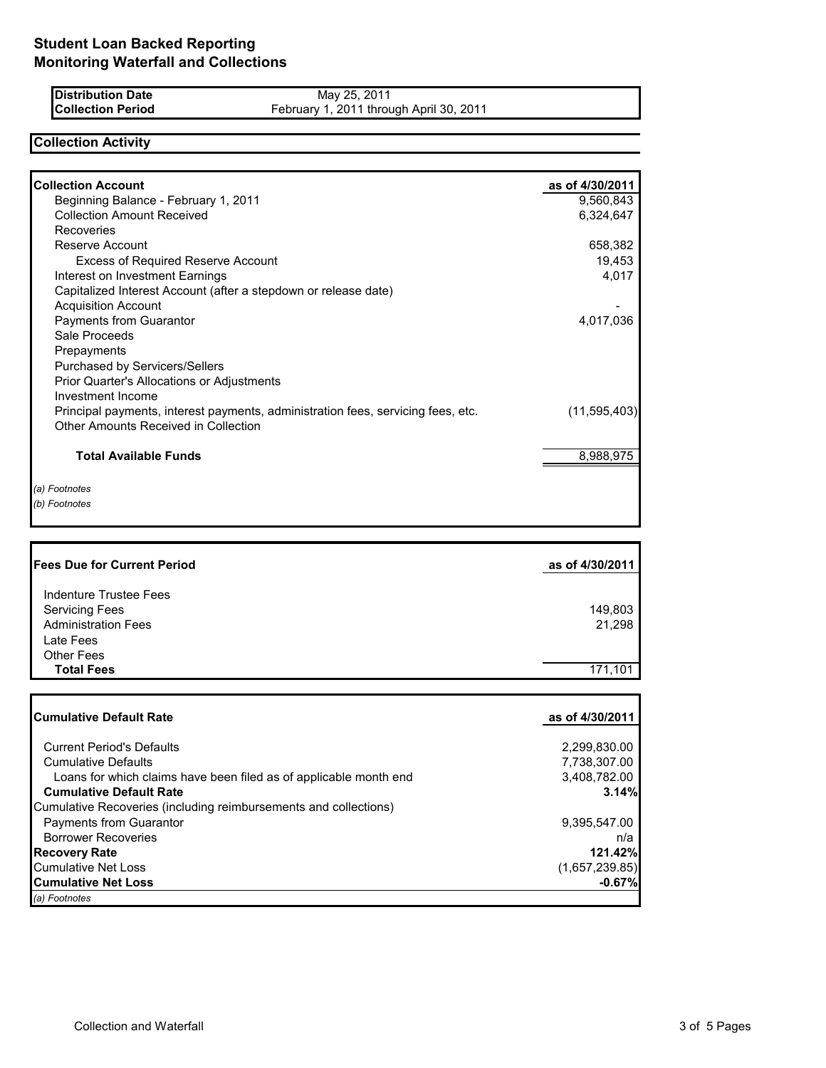# Student Loan Backed Reporting
# Monitoring Waterfall and Collections

| | |
|---|---|
| **Distribution Date** | May 25, 2011 |
| **Collection Period** | February 1, 2011 through April 30, 2011 |

## Collection Activity

| **Collection Account** | **as of 4/30/2011** |
|---|---|
| Beginning Balance - February 1, 2011 | 9,560,843 |
| Collection Amount Received | 6,324,647 |
| Recoveries | |
| Reserve Account | 658,382 |
| Excess of Required Reserve Account | 19,453 |
| Interest on Investment Earnings | 4,017 |
| Capitalized Interest Account (after a stepdown or release date) | |
| Acquisition Account | - |
| Payments from Guarantor | 4,017,036 |
| Sale Proceeds | |
| Prepayments | |
| Purchased by Servicers/Sellers | |
| Prior Quarter's Allocations or Adjustments | |
| Investment Income | |
| Principal payments, interest payments, administration fees, servicing fees, etc. | (11,595,403) |
| Other Amounts Received in Collection | |
| **Total Available Funds** | 8,988,975 |

*(a) Footnotes*

*(b) Footnotes*

| **Fees Due for Current Period** | **as of 4/30/2011** |
|---|---|
| Indenture Trustee Fees | |
| Servicing Fees | 149,803 |
| Administration Fees | 21,298 |
| Late Fees | |
| Other Fees | |
| **Total Fees** | 171,101 |

| **Cumulative Default Rate** | **as of 4/30/2011** |
|---|---|
| Current Period's Defaults | 2,299,830.00 |
| Cumulative Defaults | 7,738,307.00 |
| Loans for which claims have been filed as of applicable month end | 3,408,782.00 |
| **Cumulative Default Rate** | **3.14%** |
| Cumulative Recoveries (including reimbursements and collections) | |
| Payments from Guarantor | 9,395,547.00 |
| Borrower Recoveries | n/a |
| **Recovery Rate** | **121.42%** |
| Cumulative Net Loss | (1,657,239.85) |
| **Cumulative Net Loss** | **-0.67%** |

*(a) Footnotes*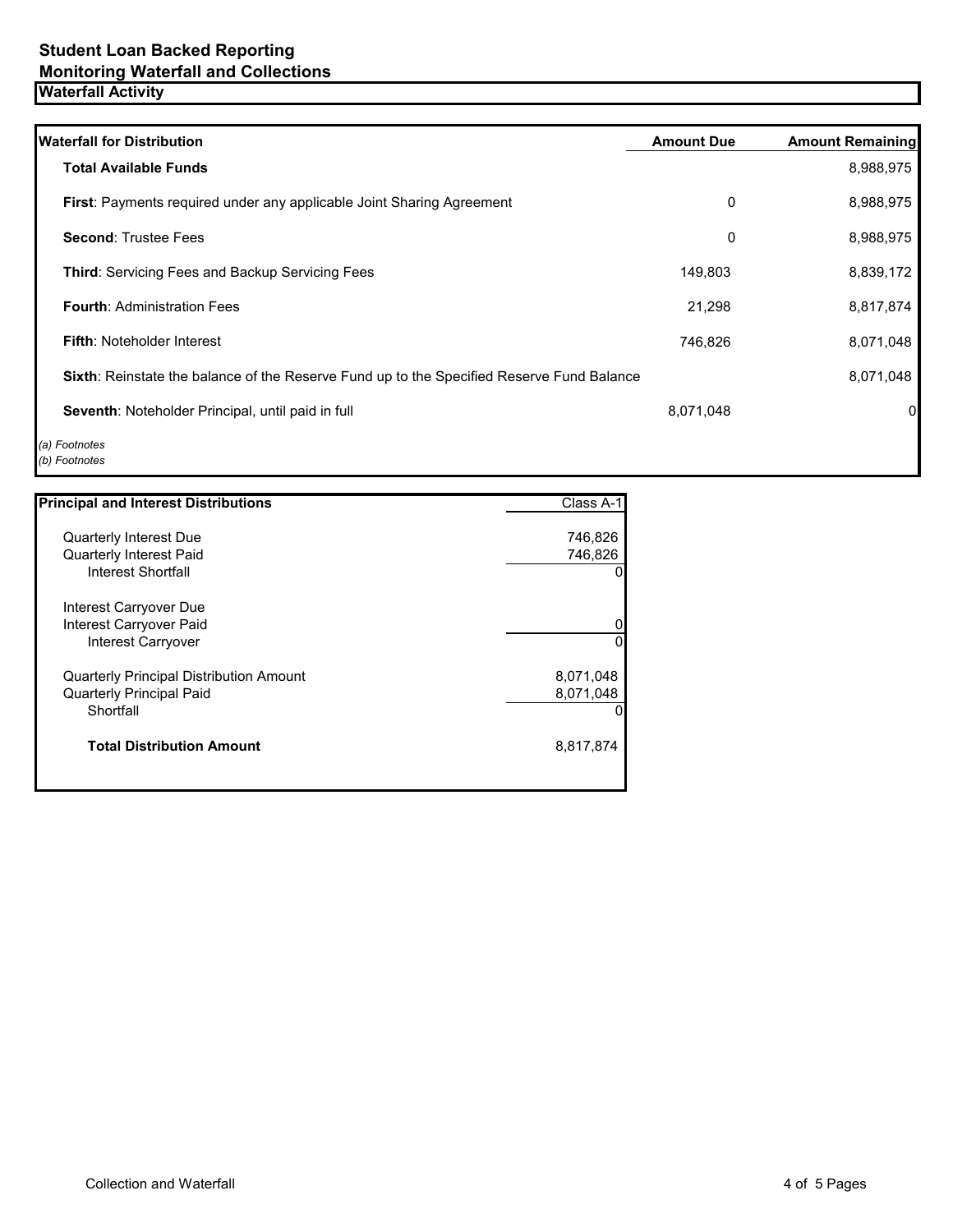# Student Loan Backed Reporting
## Monitoring Waterfall and Collections
### Waterfall Activity

| Waterfall for Distribution | Amount Due | Amount Remaining |
|---|---|---|
| **Total Available Funds** | | 8,988,975 |
| **First**: Payments required under any applicable Joint Sharing Agreement | 0 | 8,988,975 |
| **Second**: Trustee Fees | 0 | 8,988,975 |
| **Third**: Servicing Fees and Backup Servicing Fees | 149,803 | 8,839,172 |
| **Fourth**: Administration Fees | 21,298 | 8,817,874 |
| **Fifth**: Noteholder Interest | 746,826 | 8,071,048 |
| **Sixth**: Reinstate the balance of the Reserve Fund up to the Specified Reserve Fund Balance | | 8,071,048 |
| **Seventh**: Noteholder Principal, until paid in full | 8,071,048 | 0 |

*(a) Footnotes*
*(b) Footnotes*

| Principal and Interest Distributions | Class A-1 |
|---|---|
| Quarterly Interest Due | 746,826 |
| Quarterly Interest Paid | 746,826 |
| Interest Shortfall | 0 |
| Interest Carryover Due | |
| Interest Carryover Paid | 0 |
| Interest Carryover | 0 |
| Quarterly Principal Distribution Amount | 8,071,048 |
| Quarterly Principal Paid | 8,071,048 |
| Shortfall | 0 |
| **Total Distribution Amount** | 8,817,874 |

Collection and Waterfall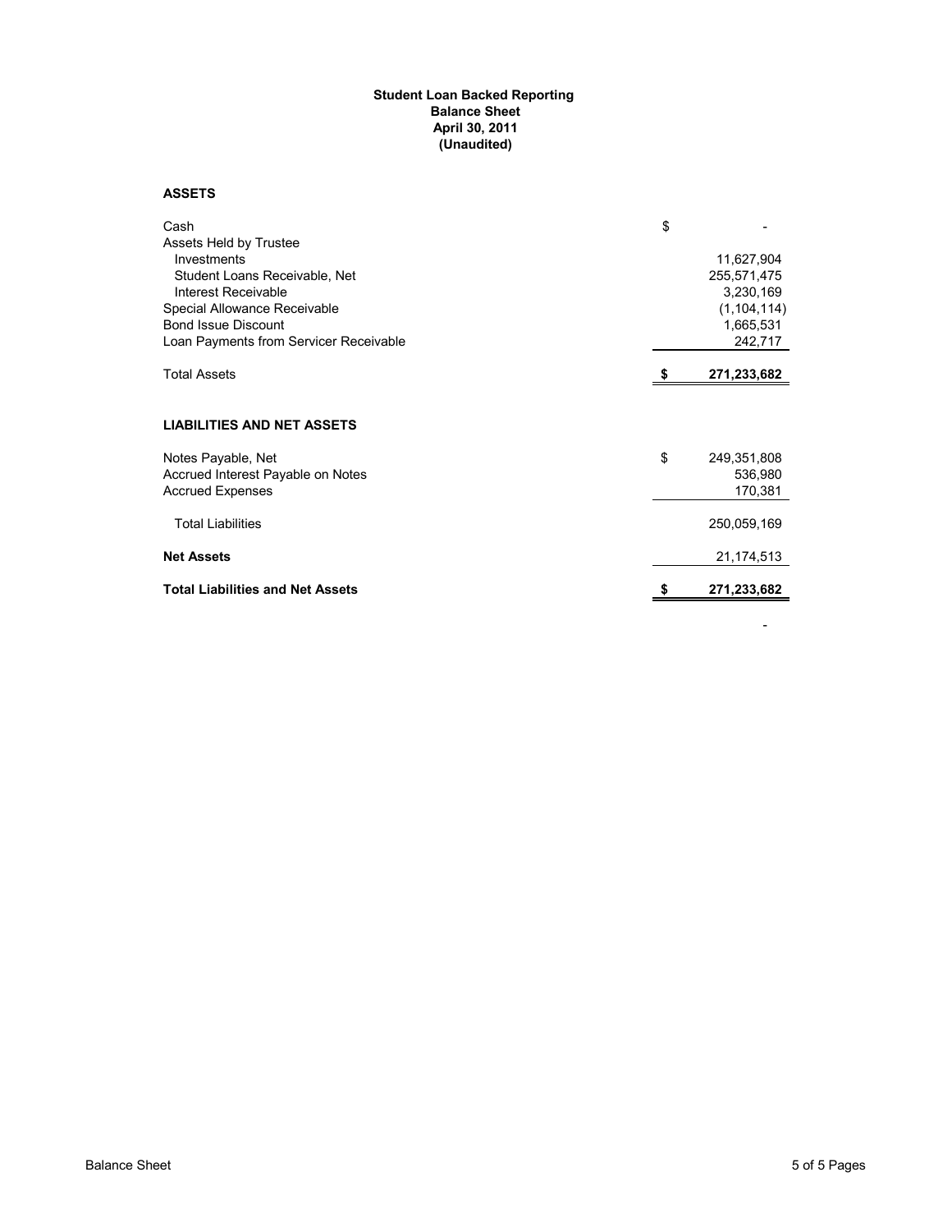**Student Loan Backed Reporting**
**Balance Sheet**
**April 30, 2011**
**(Unaudited)**

**ASSETS**

| | | |
|---|---|---|
| Cash | $ | - |
| Assets Held by Trustee | | |
| Investments | | 11,627,904 |
| Student Loans Receivable, Net | | 255,571,475 |
| Interest Receivable | | 3,230,169 |
| Special Allowance Receivable | | (1,104,114) |
| Bond Issue Discount | | 1,665,531 |
| Loan Payments from Servicer Receivable | | 242,717 |
| Total Assets | **$** | **271,233,682** |

**LIABILITIES AND NET ASSETS**

| | | |
|---|---|---|
| Notes Payable, Net | $ | 249,351,808 |
| Accrued Interest Payable on Notes | | 536,980 |
| Accrued Expenses | | 170,381 |
| Total Liabilities | | 250,059,169 |
| **Net Assets** | | 21,174,513 |
| **Total Liabilities and Net Assets** | **$** | **271,233,682** |

-